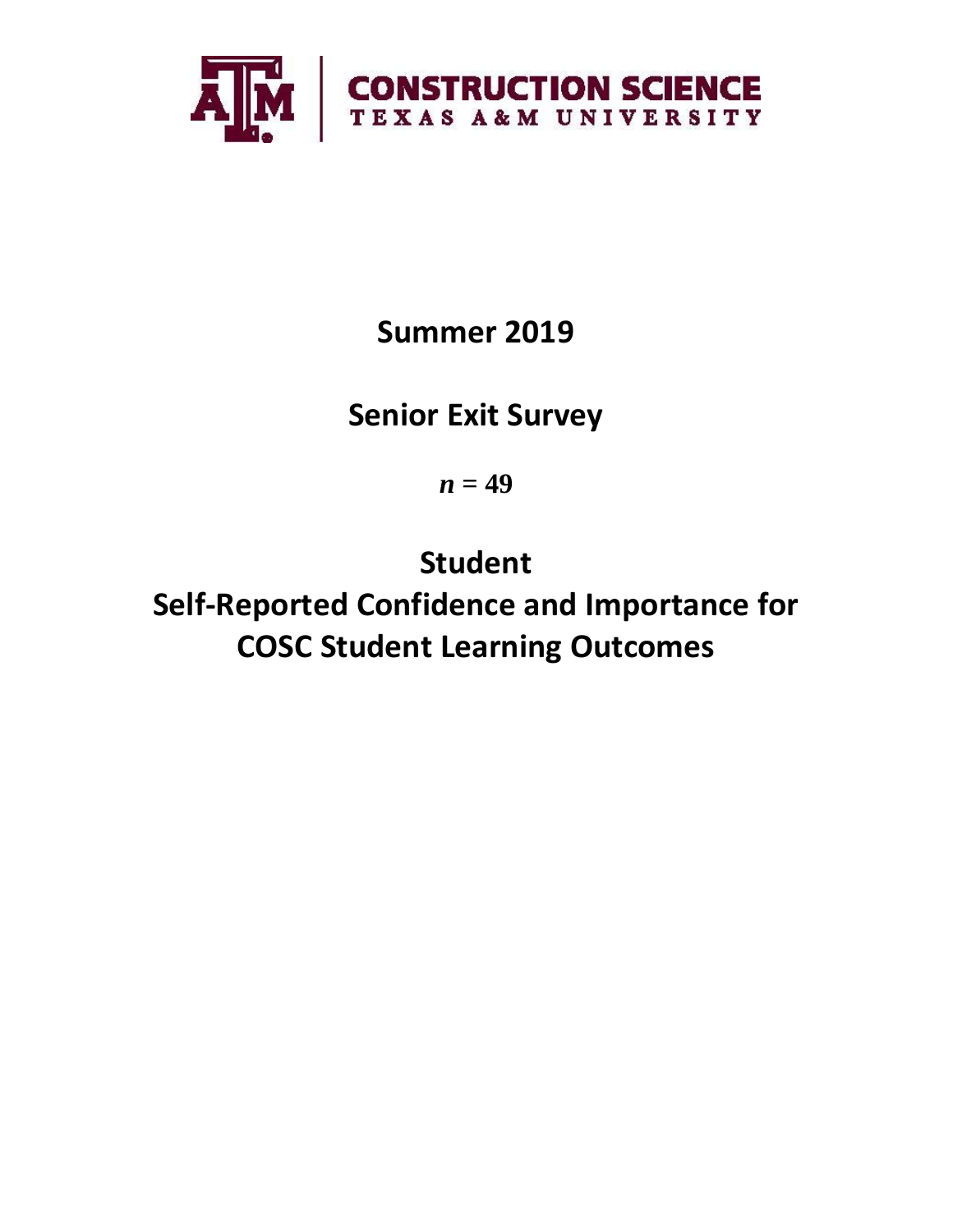CONSTRUCTION SCIENCE
TEXAS A&M UNIVERSITY

# Summer 2019

# Senior Exit Survey

$n = 49$

# Student
# Self-Reported Confidence and Importance for COSC Student Learning Outcomes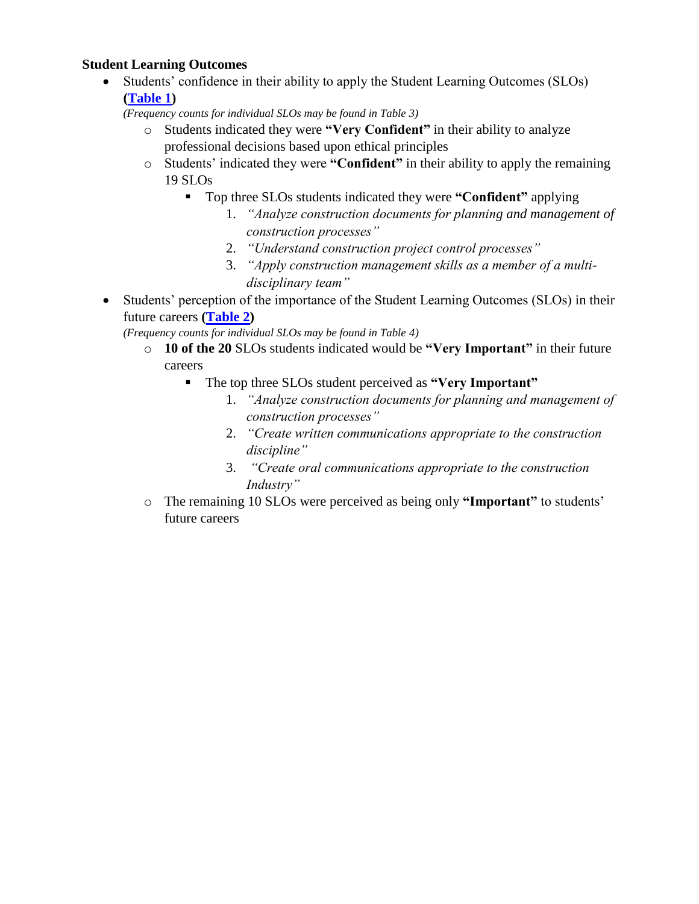**Student Learning Outcomes**

- Students' confidence in their ability to apply the Student Learning Outcomes (SLOs) **(Table 1)**
  *(Frequency counts for individual SLOs may be found in Table 3)*
  - Students indicated they were **"Very Confident"** in their ability to analyze professional decisions based upon ethical principles
  - Students' indicated they were **"Confident"** in their ability to apply the remaining 19 SLOs
    - Top three SLOs students indicated they were **"Confident"** applying
      1. *"Analyze construction documents for planning and management of construction processes"*
      2. *"Understand construction project control processes"*
      3. *"Apply construction management skills as a member of a multi-disciplinary team"*
- Students' perception of the importance of the Student Learning Outcomes (SLOs) in their future careers **(Table 2)**
  *(Frequency counts for individual SLOs may be found in Table 4)*
  - **10 of the 20** SLOs students indicated would be **"Very Important"** in their future careers
    - The top three SLOs student perceived as **"Very Important"**
      1. *"Analyze construction documents for planning and management of construction processes"*
      2. *"Create written communications appropriate to the construction discipline"*
      3. *"Create oral communications appropriate to the construction Industry"*
  - The remaining 10 SLOs were perceived as being only **"Important"** to students' future careers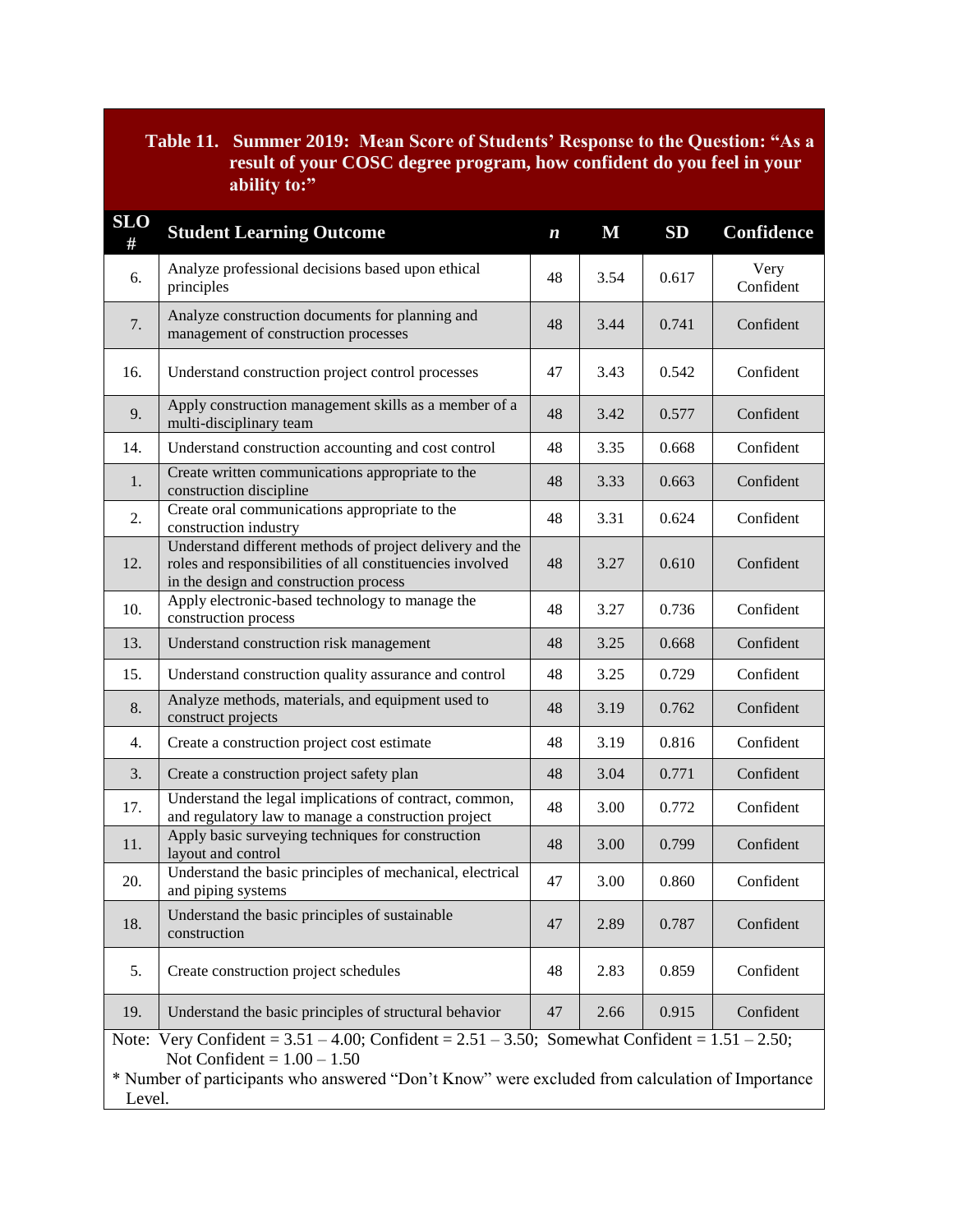**Table 11. Summer 2019: Mean Score of Students' Response to the Question: "As a result of your COSC degree program, how confident do you feel in your ability to:"**

| SLO # | Student Learning Outcome | *n* | M | SD | Confidence |
|---|---|---|---|---|---|
| 6. | Analyze professional decisions based upon ethical principles | 48 | 3.54 | 0.617 | Very Confident |
| 7. | Analyze construction documents for planning and management of construction processes | 48 | 3.44 | 0.741 | Confident |
| 16. | Understand construction project control processes | 47 | 3.43 | 0.542 | Confident |
| 9. | Apply construction management skills as a member of a multi-disciplinary team | 48 | 3.42 | 0.577 | Confident |
| 14. | Understand construction accounting and cost control | 48 | 3.35 | 0.668 | Confident |
| 1. | Create written communications appropriate to the construction discipline | 48 | 3.33 | 0.663 | Confident |
| 2. | Create oral communications appropriate to the construction industry | 48 | 3.31 | 0.624 | Confident |
| 12. | Understand different methods of project delivery and the roles and responsibilities of all constituencies involved in the design and construction process | 48 | 3.27 | 0.610 | Confident |
| 10. | Apply electronic-based technology to manage the construction process | 48 | 3.27 | 0.736 | Confident |
| 13. | Understand construction risk management | 48 | 3.25 | 0.668 | Confident |
| 15. | Understand construction quality assurance and control | 48 | 3.25 | 0.729 | Confident |
| 8. | Analyze methods, materials, and equipment used to construct projects | 48 | 3.19 | 0.762 | Confident |
| 4. | Create a construction project cost estimate | 48 | 3.19 | 0.816 | Confident |
| 3. | Create a construction project safety plan | 48 | 3.04 | 0.771 | Confident |
| 17. | Understand the legal implications of contract, common, and regulatory law to manage a construction project | 48 | 3.00 | 0.772 | Confident |
| 11. | Apply basic surveying techniques for construction layout and control | 48 | 3.00 | 0.799 | Confident |
| 20. | Understand the basic principles of mechanical, electrical and piping systems | 47 | 3.00 | 0.860 | Confident |
| 18. | Understand the basic principles of sustainable construction | 47 | 2.89 | 0.787 | Confident |
| 5. | Create construction project schedules | 48 | 2.83 | 0.859 | Confident |
| 19. | Understand the basic principles of structural behavior | 47 | 2.66 | 0.915 | Confident |

Note: Very Confident = 3.51 – 4.00; Confident = 2.51 – 3.50; Somewhat Confident = 1.51 – 2.50; Not Confident = 1.00 – 1.50

* Number of participants who answered "Don't Know" were excluded from calculation of Importance Level.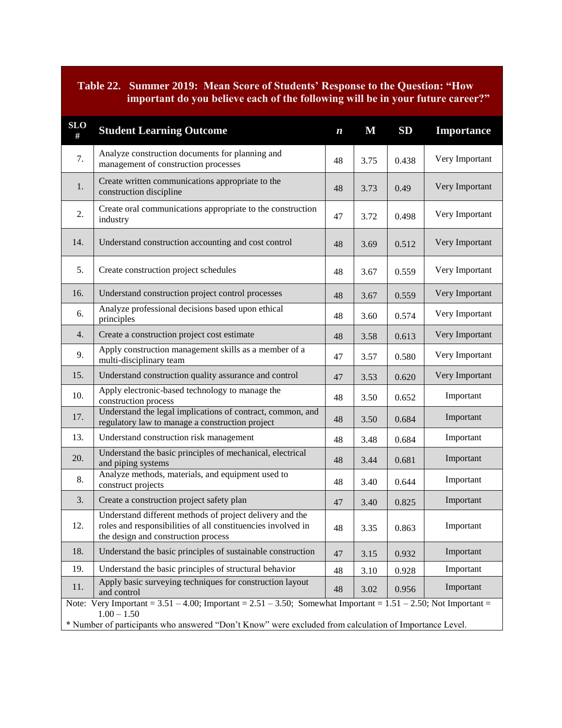**Table 22. Summer 2019: Mean Score of Students' Response to the Question: "How important do you believe each of the following will be in your future career?"**

| SLO # | Student Learning Outcome | *n* | M | SD | Importance |
|---|---|---|---|---|---|
| 7. | Analyze construction documents for planning and management of construction processes | 48 | 3.75 | 0.438 | Very Important |
| 1. | Create written communications appropriate to the construction discipline | 48 | 3.73 | 0.49 | Very Important |
| 2. | Create oral communications appropriate to the construction industry | 47 | 3.72 | 0.498 | Very Important |
| 14. | Understand construction accounting and cost control | 48 | 3.69 | 0.512 | Very Important |
| 5. | Create construction project schedules | 48 | 3.67 | 0.559 | Very Important |
| 16. | Understand construction project control processes | 48 | 3.67 | 0.559 | Very Important |
| 6. | Analyze professional decisions based upon ethical principles | 48 | 3.60 | 0.574 | Very Important |
| 4. | Create a construction project cost estimate | 48 | 3.58 | 0.613 | Very Important |
| 9. | Apply construction management skills as a member of a multi-disciplinary team | 47 | 3.57 | 0.580 | Very Important |
| 15. | Understand construction quality assurance and control | 47 | 3.53 | 0.620 | Very Important |
| 10. | Apply electronic-based technology to manage the construction process | 48 | 3.50 | 0.652 | Important |
| 17. | Understand the legal implications of contract, common, and regulatory law to manage a construction project | 48 | 3.50 | 0.684 | Important |
| 13. | Understand construction risk management | 48 | 3.48 | 0.684 | Important |
| 20. | Understand the basic principles of mechanical, electrical and piping systems | 48 | 3.44 | 0.681 | Important |
| 8. | Analyze methods, materials, and equipment used to construct projects | 48 | 3.40 | 0.644 | Important |
| 3. | Create a construction project safety plan | 47 | 3.40 | 0.825 | Important |
| 12. | Understand different methods of project delivery and the roles and responsibilities of all constituencies involved in the design and construction process | 48 | 3.35 | 0.863 | Important |
| 18. | Understand the basic principles of sustainable construction | 47 | 3.15 | 0.932 | Important |
| 19. | Understand the basic principles of structural behavior | 48 | 3.10 | 0.928 | Important |
| 11. | Apply basic surveying techniques for construction layout and control | 48 | 3.02 | 0.956 | Important |

Note: Very Important = 3.51 – 4.00; Important = 2.51 – 3.50; Somewhat Important = 1.51 – 2.50; Not Important = 1.00 – 1.50

* Number of participants who answered "Don't Know" were excluded from calculation of Importance Level.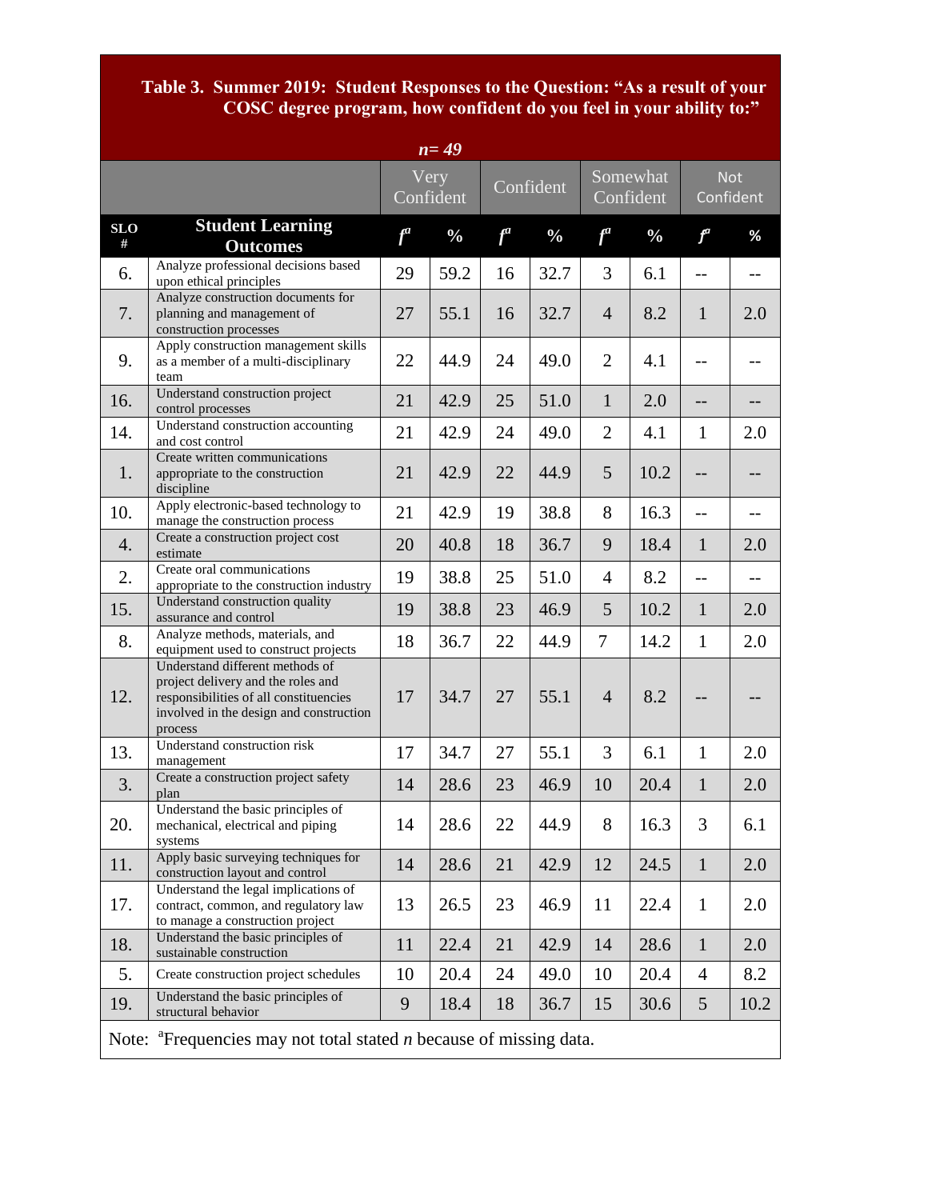**Table 3. Summer 2019: Student Responses to the Question: "As a result of your COSC degree program, how confident do you feel in your ability to:"**

*n= 49*

| | | Very Confident | | Confident | | Somewhat Confident | | Not Confident | |
|---|---|---|---|---|---|---|---|---|---|
| **SLO #** | **Student Learning Outcomes** | ***f*[a]** | **%** | ***f*[a]** | **%** | ***f*[a]** | **%** | ***f*[a]** | **%** |
| 6. | Analyze professional decisions based upon ethical principles | 29 | 59.2 | 16 | 32.7 | 3 | 6.1 | -- | -- |
| 7. | Analyze construction documents for planning and management of construction processes | 27 | 55.1 | 16 | 32.7 | 4 | 8.2 | 1 | 2.0 |
| 9. | Apply construction management skills as a member of a multi-disciplinary team | 22 | 44.9 | 24 | 49.0 | 2 | 4.1 | -- | -- |
| 16. | Understand construction project control processes | 21 | 42.9 | 25 | 51.0 | 1 | 2.0 | -- | -- |
| 14. | Understand construction accounting and cost control | 21 | 42.9 | 24 | 49.0 | 2 | 4.1 | 1 | 2.0 |
| 1. | Create written communications appropriate to the construction discipline | 21 | 42.9 | 22 | 44.9 | 5 | 10.2 | -- | -- |
| 10. | Apply electronic-based technology to manage the construction process | 21 | 42.9 | 19 | 38.8 | 8 | 16.3 | -- | -- |
| 4. | Create a construction project cost estimate | 20 | 40.8 | 18 | 36.7 | 9 | 18.4 | 1 | 2.0 |
| 2. | Create oral communications appropriate to the construction industry | 19 | 38.8 | 25 | 51.0 | 4 | 8.2 | -- | -- |
| 15. | Understand construction quality assurance and control | 19 | 38.8 | 23 | 46.9 | 5 | 10.2 | 1 | 2.0 |
| 8. | Analyze methods, materials, and equipment used to construct projects | 18 | 36.7 | 22 | 44.9 | 7 | 14.2 | 1 | 2.0 |
| 12. | Understand different methods of project delivery and the roles and responsibilities of all constituencies involved in the design and construction process | 17 | 34.7 | 27 | 55.1 | 4 | 8.2 | -- | -- |
| 13. | Understand construction risk management | 17 | 34.7 | 27 | 55.1 | 3 | 6.1 | 1 | 2.0 |
| 3. | Create a construction project safety plan | 14 | 28.6 | 23 | 46.9 | 10 | 20.4 | 1 | 2.0 |
| 20. | Understand the basic principles of mechanical, electrical and piping systems | 14 | 28.6 | 22 | 44.9 | 8 | 16.3 | 3 | 6.1 |
| 11. | Apply basic surveying techniques for construction layout and control | 14 | 28.6 | 21 | 42.9 | 12 | 24.5 | 1 | 2.0 |
| 17. | Understand the legal implications of contract, common, and regulatory law to manage a construction project | 13 | 26.5 | 23 | 46.9 | 11 | 22.4 | 1 | 2.0 |
| 18. | Understand the basic principles of sustainable construction | 11 | 22.4 | 21 | 42.9 | 14 | 28.6 | 1 | 2.0 |
| 5. | Create construction project schedules | 10 | 20.4 | 24 | 49.0 | 10 | 20.4 | 4 | 8.2 |
| 19. | Understand the basic principles of structural behavior | 9 | 18.4 | 18 | 36.7 | 15 | 30.6 | 5 | 10.2 |

Note: [a]Frequencies may not total stated *n* because of missing data.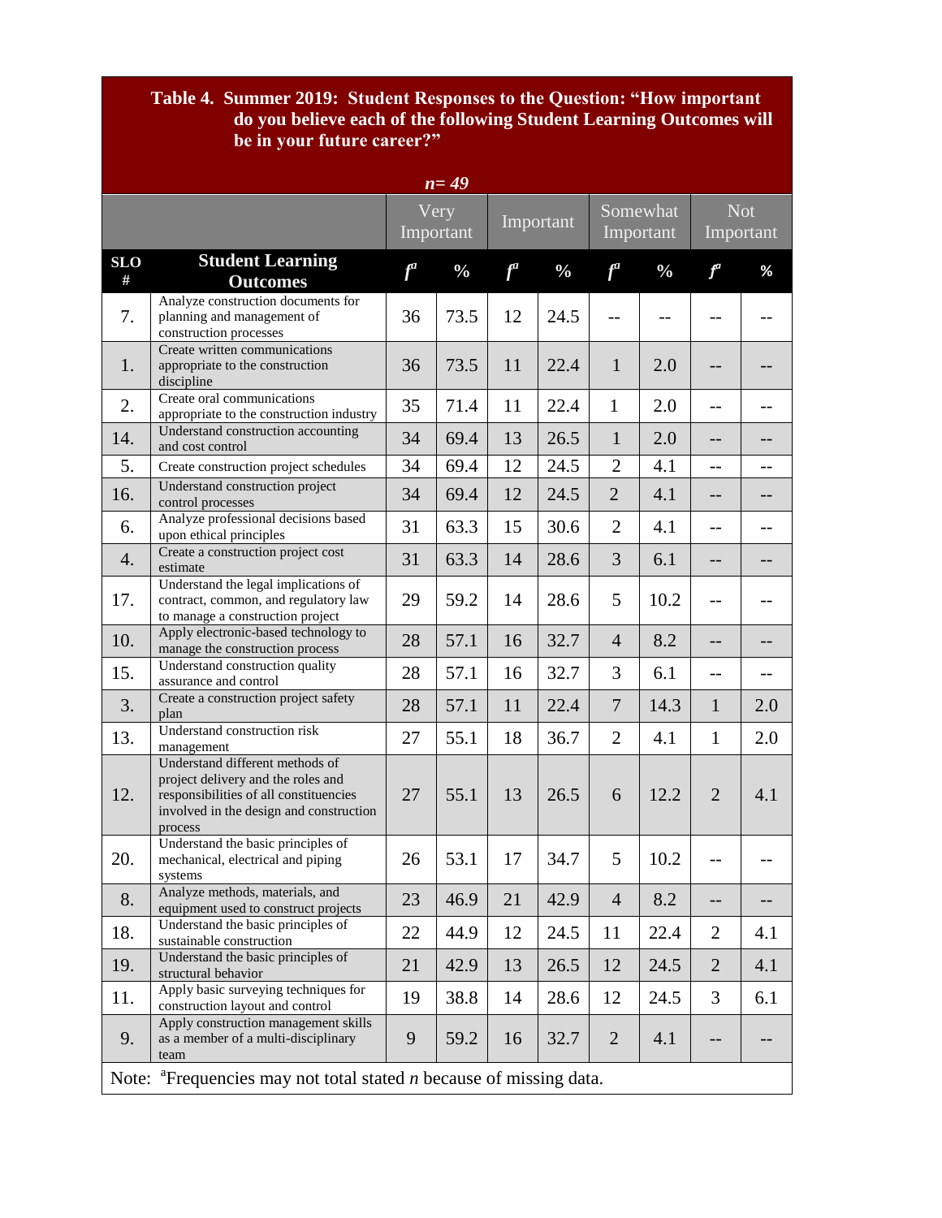**Table 4. Summer 2019: Student Responses to the Question: "How important do you believe each of the following Student Learning Outcomes will be in your future career?"**

*n*= 49

| | | Very Important | | Important | | Somewhat Important | | Not Important | |
|---|---|---|---|---|---|---|---|---|---|
| **SLO #** | **Student Learning Outcomes** | ***f*[a]** | **%** | ***f*[a]** | **%** | ***f*[a]** | **%** | ***f*[a]** | **%** |
| 7. | Analyze construction documents for planning and management of construction processes | 36 | 73.5 | 12 | 24.5 | -- | -- | -- | -- |
| 1. | Create written communications appropriate to the construction discipline | 36 | 73.5 | 11 | 22.4 | 1 | 2.0 | -- | -- |
| 2. | Create oral communications appropriate to the construction industry | 35 | 71.4 | 11 | 22.4 | 1 | 2.0 | -- | -- |
| 14. | Understand construction accounting and cost control | 34 | 69.4 | 13 | 26.5 | 1 | 2.0 | -- | -- |
| 5. | Create construction project schedules | 34 | 69.4 | 12 | 24.5 | 2 | 4.1 | -- | -- |
| 16. | Understand construction project control processes | 34 | 69.4 | 12 | 24.5 | 2 | 4.1 | -- | -- |
| 6. | Analyze professional decisions based upon ethical principles | 31 | 63.3 | 15 | 30.6 | 2 | 4.1 | -- | -- |
| 4. | Create a construction project cost estimate | 31 | 63.3 | 14 | 28.6 | 3 | 6.1 | -- | -- |
| 17. | Understand the legal implications of contract, common, and regulatory law to manage a construction project | 29 | 59.2 | 14 | 28.6 | 5 | 10.2 | -- | -- |
| 10. | Apply electronic-based technology to manage the construction process | 28 | 57.1 | 16 | 32.7 | 4 | 8.2 | -- | -- |
| 15. | Understand construction quality assurance and control | 28 | 57.1 | 16 | 32.7 | 3 | 6.1 | -- | -- |
| 3. | Create a construction project safety plan | 28 | 57.1 | 11 | 22.4 | 7 | 14.3 | 1 | 2.0 |
| 13. | Understand construction risk management | 27 | 55.1 | 18 | 36.7 | 2 | 4.1 | 1 | 2.0 |
| 12. | Understand different methods of project delivery and the roles and responsibilities of all constituencies involved in the design and construction process | 27 | 55.1 | 13 | 26.5 | 6 | 12.2 | 2 | 4.1 |
| 20. | Understand the basic principles of mechanical, electrical and piping systems | 26 | 53.1 | 17 | 34.7 | 5 | 10.2 | -- | -- |
| 8. | Analyze methods, materials, and equipment used to construct projects | 23 | 46.9 | 21 | 42.9 | 4 | 8.2 | -- | -- |
| 18. | Understand the basic principles of sustainable construction | 22 | 44.9 | 12 | 24.5 | 11 | 22.4 | 2 | 4.1 |
| 19. | Understand the basic principles of structural behavior | 21 | 42.9 | 13 | 26.5 | 12 | 24.5 | 2 | 4.1 |
| 11. | Apply basic surveying techniques for construction layout and control | 19 | 38.8 | 14 | 28.6 | 12 | 24.5 | 3 | 6.1 |
| 9. | Apply construction management skills as a member of a multi-disciplinary team | 9 | 59.2 | 16 | 32.7 | 2 | 4.1 | -- | -- |

Note: [a]Frequencies may not total stated *n* because of missing data.